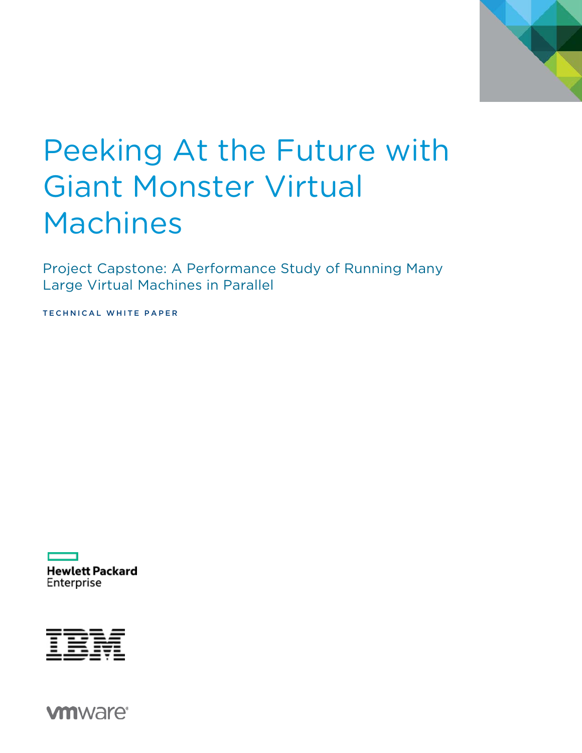# Peeking At the Future with Giant Monster Virtual Machines

Project Capstone: A Performance Study of Running Many Large Virtual Machines in Parallel

TECHNICAL WHITE PAPER

Hewlett Packard Enterprise

IBM

vmware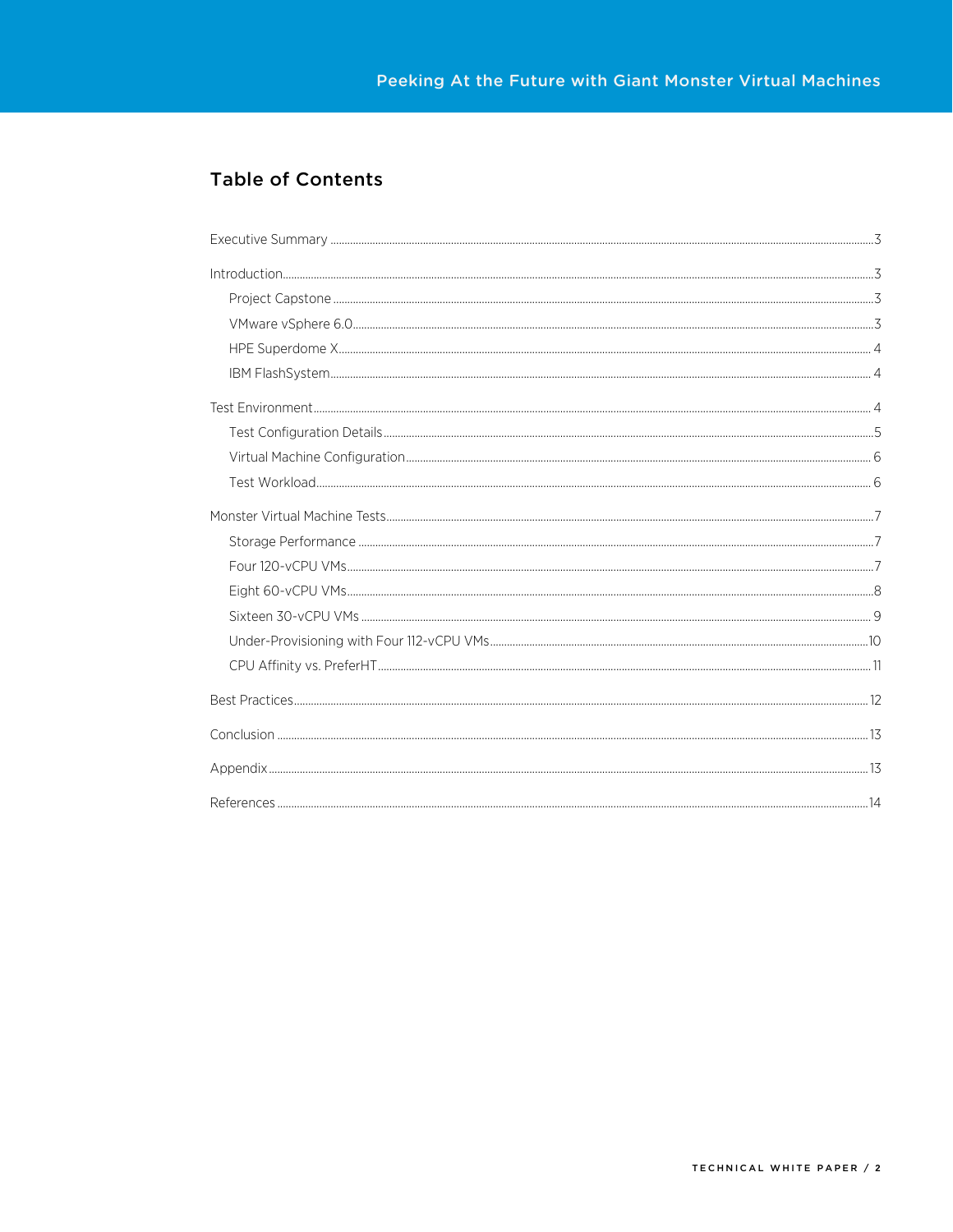## Table of Contents

Executive Summary ... 3

Introduction ... 3

- Project Capstone ... 3
- VMware vSphere 6.0 ... 3
- HPE Superdome X ... 4
- IBM FlashSystem ... 4

Test Environment ... 4

- Test Configuration Details ... 5
- Virtual Machine Configuration ... 6
- Test Workload ... 6

Monster Virtual Machine Tests ... 7

- Storage Performance ... 7
- Four 120-vCPU VMs ... 7
- Eight 60-vCPU VMs ... 8
- Sixteen 30-vCPU VMs ... 9
- Under-Provisioning with Four 112-vCPU VMs ... 10
- CPU Affinity vs. PreferHT ... 11

Best Practices ... 12

Conclusion ... 13

Appendix ... 13

References ... 14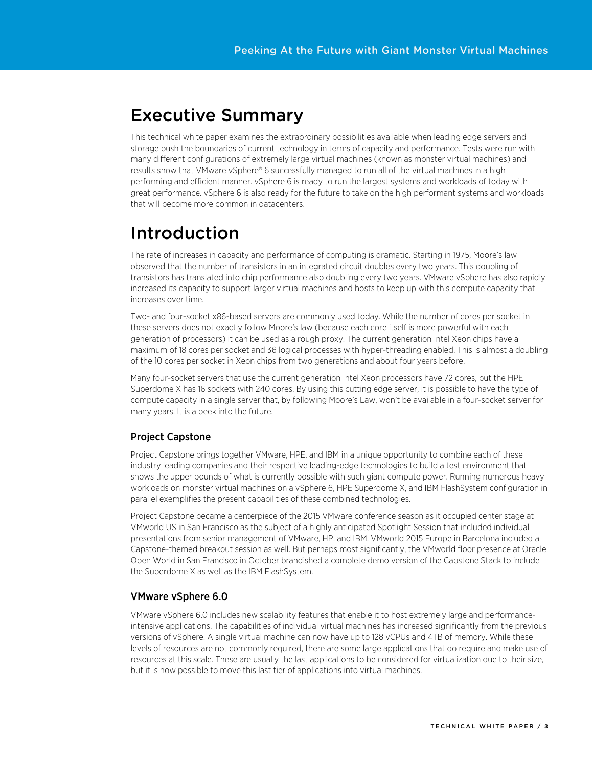# Executive Summary

This technical white paper examines the extraordinary possibilities available when leading edge servers and storage push the boundaries of current technology in terms of capacity and performance. Tests were run with many different configurations of extremely large virtual machines (known as monster virtual machines) and results show that VMware vSphere® 6 successfully managed to run all of the virtual machines in a high performing and efficient manner. vSphere 6 is ready to run the largest systems and workloads of today with great performance. vSphere 6 is also ready for the future to take on the high performant systems and workloads that will become more common in datacenters.

# Introduction

The rate of increases in capacity and performance of computing is dramatic. Starting in 1975, Moore's law observed that the number of transistors in an integrated circuit doubles every two years. This doubling of transistors has translated into chip performance also doubling every two years. VMware vSphere has also rapidly increased its capacity to support larger virtual machines and hosts to keep up with this compute capacity that increases over time.

Two- and four-socket x86-based servers are commonly used today. While the number of cores per socket in these servers does not exactly follow Moore's law (because each core itself is more powerful with each generation of processors) it can be used as a rough proxy. The current generation Intel Xeon chips have a maximum of 18 cores per socket and 36 logical processes with hyper-threading enabled. This is almost a doubling of the 10 cores per socket in Xeon chips from two generations and about four years before.

Many four-socket servers that use the current generation Intel Xeon processors have 72 cores, but the HPE Superdome X has 16 sockets with 240 cores. By using this cutting edge server, it is possible to have the type of compute capacity in a single server that, by following Moore's Law, won't be available in a four-socket server for many years. It is a peek into the future.

## Project Capstone

Project Capstone brings together VMware, HPE, and IBM in a unique opportunity to combine each of these industry leading companies and their respective leading-edge technologies to build a test environment that shows the upper bounds of what is currently possible with such giant compute power. Running numerous heavy workloads on monster virtual machines on a vSphere 6, HPE Superdome X, and IBM FlashSystem configuration in parallel exemplifies the present capabilities of these combined technologies.

Project Capstone became a centerpiece of the 2015 VMware conference season as it occupied center stage at VMworld US in San Francisco as the subject of a highly anticipated Spotlight Session that included individual presentations from senior management of VMware, HP, and IBM. VMworld 2015 Europe in Barcelona included a Capstone-themed breakout session as well. But perhaps most significantly, the VMworld floor presence at Oracle Open World in San Francisco in October brandished a complete demo version of the Capstone Stack to include the Superdome X as well as the IBM FlashSystem.

## VMware vSphere 6.0

VMware vSphere 6.0 includes new scalability features that enable it to host extremely large and performance-intensive applications. The capabilities of individual virtual machines has increased significantly from the previous versions of vSphere. A single virtual machine can now have up to 128 vCPUs and 4TB of memory. While these levels of resources are not commonly required, there are some large applications that do require and make use of resources at this scale. These are usually the last applications to be considered for virtualization due to their size, but it is now possible to move this last tier of applications into virtual machines.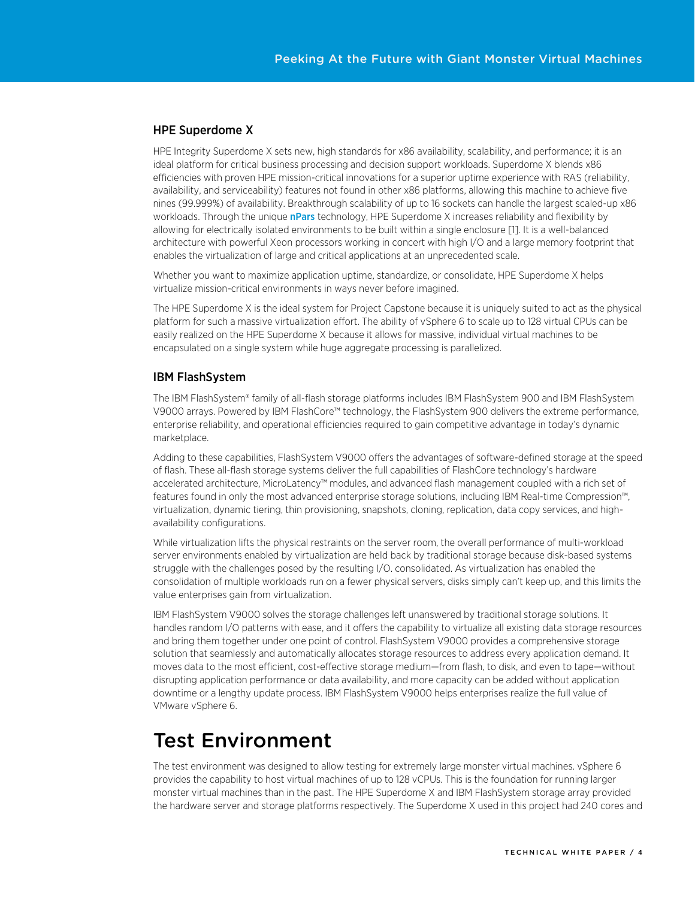### HPE Superdome X

HPE Integrity Superdome X sets new, high standards for x86 availability, scalability, and performance; it is an ideal platform for critical business processing and decision support workloads. Superdome X blends x86 efficiencies with proven HPE mission-critical innovations for a superior uptime experience with RAS (reliability, availability, and serviceability) features not found in other x86 platforms, allowing this machine to achieve five nines (99.999%) of availability. Breakthrough scalability of up to 16 sockets can handle the largest scaled-up x86 workloads. Through the unique **nPars** technology, HPE Superdome X increases reliability and flexibility by allowing for electrically isolated environments to be built within a single enclosure [1]. It is a well-balanced architecture with powerful Xeon processors working in concert with high I/O and a large memory footprint that enables the virtualization of large and critical applications at an unprecedented scale.

Whether you want to maximize application uptime, standardize, or consolidate, HPE Superdome X helps virtualize mission-critical environments in ways never before imagined.

The HPE Superdome X is the ideal system for Project Capstone because it is uniquely suited to act as the physical platform for such a massive virtualization effort. The ability of vSphere 6 to scale up to 128 virtual CPUs can be easily realized on the HPE Superdome X because it allows for massive, individual virtual machines to be encapsulated on a single system while huge aggregate processing is parallelized.

### IBM FlashSystem

The IBM FlashSystem® family of all-flash storage platforms includes IBM FlashSystem 900 and IBM FlashSystem V9000 arrays. Powered by IBM FlashCore™ technology, the FlashSystem 900 delivers the extreme performance, enterprise reliability, and operational efficiencies required to gain competitive advantage in today's dynamic marketplace.

Adding to these capabilities, FlashSystem V9000 offers the advantages of software-defined storage at the speed of flash. These all-flash storage systems deliver the full capabilities of FlashCore technology's hardware accelerated architecture, MicroLatency™ modules, and advanced flash management coupled with a rich set of features found in only the most advanced enterprise storage solutions, including IBM Real-time Compression™, virtualization, dynamic tiering, thin provisioning, snapshots, cloning, replication, data copy services, and high-availability configurations.

While virtualization lifts the physical restraints on the server room, the overall performance of multi-workload server environments enabled by virtualization are held back by traditional storage because disk-based systems struggle with the challenges posed by the resulting I/O. consolidated. As virtualization has enabled the consolidation of multiple workloads run on a fewer physical servers, disks simply can't keep up, and this limits the value enterprises gain from virtualization.

IBM FlashSystem V9000 solves the storage challenges left unanswered by traditional storage solutions. It handles random I/O patterns with ease, and it offers the capability to virtualize all existing data storage resources and bring them together under one point of control. FlashSystem V9000 provides a comprehensive storage solution that seamlessly and automatically allocates storage resources to address every application demand. It moves data to the most efficient, cost-effective storage medium—from flash, to disk, and even to tape—without disrupting application performance or data availability, and more capacity can be added without application downtime or a lengthy update process. IBM FlashSystem V9000 helps enterprises realize the full value of VMware vSphere 6.

## Test Environment

The test environment was designed to allow testing for extremely large monster virtual machines. vSphere 6 provides the capability to host virtual machines of up to 128 vCPUs. This is the foundation for running larger monster virtual machines than in the past. The HPE Superdome X and IBM FlashSystem storage array provided the hardware server and storage platforms respectively. The Superdome X used in this project had 240 cores and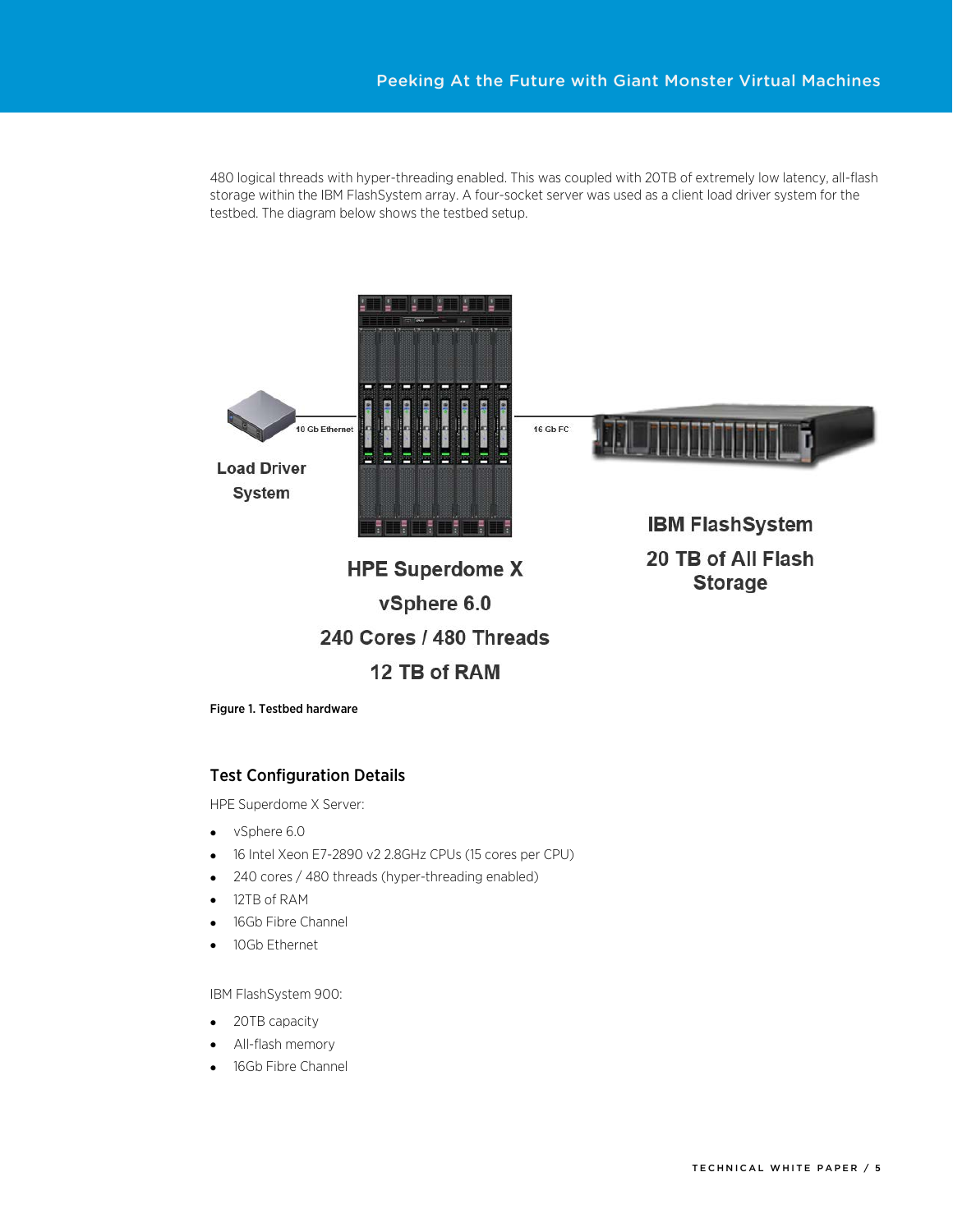480 logical threads with hyper-threading enabled. This was coupled with 20TB of extremely low latency, all-flash storage within the IBM FlashSystem array. A four-socket server was used as a client load driver system for the testbed. The diagram below shows the testbed setup.

Load Driver System

10 Gb Ethernet

16 Gb FC

HPE Superdome X
vSphere 6.0
240 Cores / 480 Threads
12 TB of RAM

IBM FlashSystem
20 TB of All Flash Storage

**Figure 1. Testbed hardware**

## Test Configuration Details

HPE Superdome X Server:

- vSphere 6.0
- 16 Intel Xeon E7-2890 v2 2.8GHz CPUs (15 cores per CPU)
- 240 cores / 480 threads (hyper-threading enabled)
- 12TB of RAM
- 16Gb Fibre Channel
- 10Gb Ethernet

IBM FlashSystem 900:

- 20TB capacity
- All-flash memory
- 16Gb Fibre Channel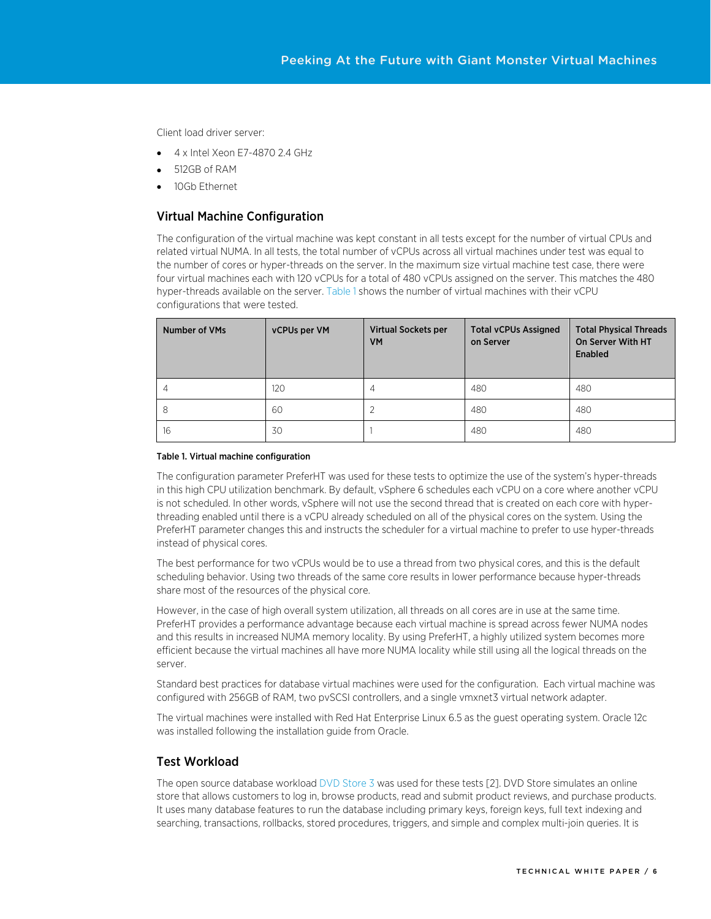Client load driver server:

- 4 x Intel Xeon E7-4870 2.4 GHz
- 512GB of RAM
- 10Gb Ethernet

## Virtual Machine Configuration

The configuration of the virtual machine was kept constant in all tests except for the number of virtual CPUs and related virtual NUMA. In all tests, the total number of vCPUs across all virtual machines under test was equal to the number of cores or hyper-threads on the server. In the maximum size virtual machine test case, there were four virtual machines each with 120 vCPUs for a total of 480 vCPUs assigned on the server. This matches the 480 hyper-threads available on the server. Table 1 shows the number of virtual machines with their vCPU configurations that were tested.

| Number of VMs | vCPUs per VM | Virtual Sockets per VM | Total vCPUs Assigned on Server | Total Physical Threads On Server With HT Enabled |
|---|---|---|---|---|
| 4 | 120 | 4 | 480 | 480 |
| 8 | 60 | 2 | 480 | 480 |
| 16 | 30 | 1 | 480 | 480 |

**Table 1. Virtual machine configuration**

The configuration parameter PreferHT was used for these tests to optimize the use of the system's hyper-threads in this high CPU utilization benchmark. By default, vSphere 6 schedules each vCPU on a core where another vCPU is not scheduled. In other words, vSphere will not use the second thread that is created on each core with hyper-threading enabled until there is a vCPU already scheduled on all of the physical cores on the system. Using the PreferHT parameter changes this and instructs the scheduler for a virtual machine to prefer to use hyper-threads instead of physical cores.

The best performance for two vCPUs would be to use a thread from two physical cores, and this is the default scheduling behavior. Using two threads of the same core results in lower performance because hyper-threads share most of the resources of the physical core.

However, in the case of high overall system utilization, all threads on all cores are in use at the same time. PreferHT provides a performance advantage because each virtual machine is spread across fewer NUMA nodes and this results in increased NUMA memory locality. By using PreferHT, a highly utilized system becomes more efficient because the virtual machines all have more NUMA locality while still using all the logical threads on the server.

Standard best practices for database virtual machines were used for the configuration. Each virtual machine was configured with 256GB of RAM, two pvSCSI controllers, and a single vmxnet3 virtual network adapter.

The virtual machines were installed with Red Hat Enterprise Linux 6.5 as the guest operating system. Oracle 12c was installed following the installation guide from Oracle.

## Test Workload

The open source database workload DVD Store 3 was used for these tests [2]. DVD Store simulates an online store that allows customers to log in, browse products, read and submit product reviews, and purchase products. It uses many database features to run the database including primary keys, foreign keys, full text indexing and searching, transactions, rollbacks, stored procedures, triggers, and simple and complex multi-join queries. It is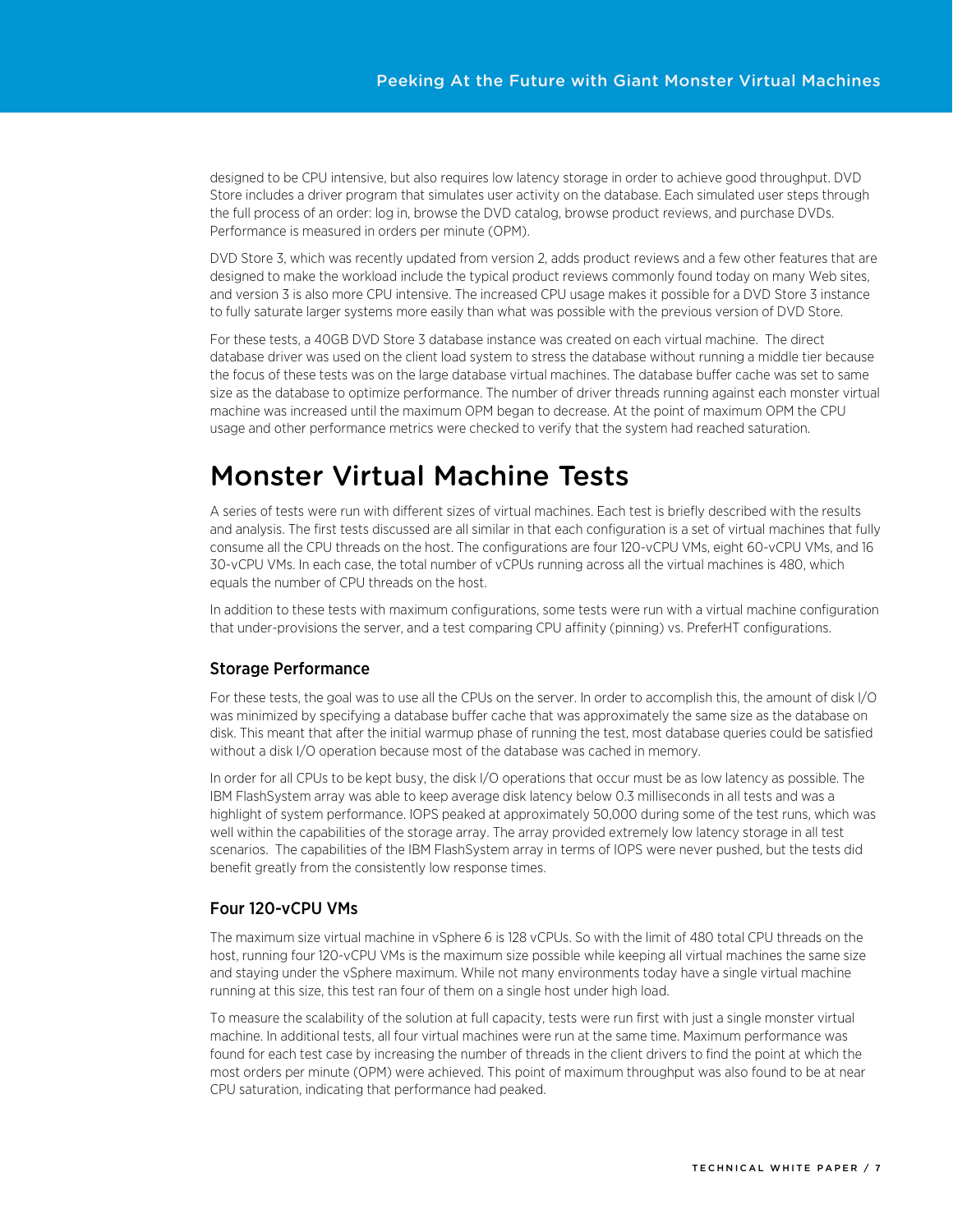designed to be CPU intensive, but also requires low latency storage in order to achieve good throughput. DVD Store includes a driver program that simulates user activity on the database. Each simulated user steps through the full process of an order: log in, browse the DVD catalog, browse product reviews, and purchase DVDs. Performance is measured in orders per minute (OPM).

DVD Store 3, which was recently updated from version 2, adds product reviews and a few other features that are designed to make the workload include the typical product reviews commonly found today on many Web sites, and version 3 is also more CPU intensive. The increased CPU usage makes it possible for a DVD Store 3 instance to fully saturate larger systems more easily than what was possible with the previous version of DVD Store.

For these tests, a 40GB DVD Store 3 database instance was created on each virtual machine. The direct database driver was used on the client load system to stress the database without running a middle tier because the focus of these tests was on the large database virtual machines. The database buffer cache was set to same size as the database to optimize performance. The number of driver threads running against each monster virtual machine was increased until the maximum OPM began to decrease. At the point of maximum OPM the CPU usage and other performance metrics were checked to verify that the system had reached saturation.

# Monster Virtual Machine Tests

A series of tests were run with different sizes of virtual machines. Each test is briefly described with the results and analysis. The first tests discussed are all similar in that each configuration is a set of virtual machines that fully consume all the CPU threads on the host. The configurations are four 120-vCPU VMs, eight 60-vCPU VMs, and 16 30-vCPU VMs. In each case, the total number of vCPUs running across all the virtual machines is 480, which equals the number of CPU threads on the host.

In addition to these tests with maximum configurations, some tests were run with a virtual machine configuration that under-provisions the server, and a test comparing CPU affinity (pinning) vs. PreferHT configurations.

## Storage Performance

For these tests, the goal was to use all the CPUs on the server. In order to accomplish this, the amount of disk I/O was minimized by specifying a database buffer cache that was approximately the same size as the database on disk. This meant that after the initial warmup phase of running the test, most database queries could be satisfied without a disk I/O operation because most of the database was cached in memory.

In order for all CPUs to be kept busy, the disk I/O operations that occur must be as low latency as possible. The IBM FlashSystem array was able to keep average disk latency below 0.3 milliseconds in all tests and was a highlight of system performance. IOPS peaked at approximately 50,000 during some of the test runs, which was well within the capabilities of the storage array. The array provided extremely low latency storage in all test scenarios. The capabilities of the IBM FlashSystem array in terms of IOPS were never pushed, but the tests did benefit greatly from the consistently low response times.

## Four 120-vCPU VMs

The maximum size virtual machine in vSphere 6 is 128 vCPUs. So with the limit of 480 total CPU threads on the host, running four 120-vCPU VMs is the maximum size possible while keeping all virtual machines the same size and staying under the vSphere maximum. While not many environments today have a single virtual machine running at this size, this test ran four of them on a single host under high load.

To measure the scalability of the solution at full capacity, tests were run first with just a single monster virtual machine. In additional tests, all four virtual machines were run at the same time. Maximum performance was found for each test case by increasing the number of threads in the client drivers to find the point at which the most orders per minute (OPM) were achieved. This point of maximum throughput was also found to be at near CPU saturation, indicating that performance had peaked.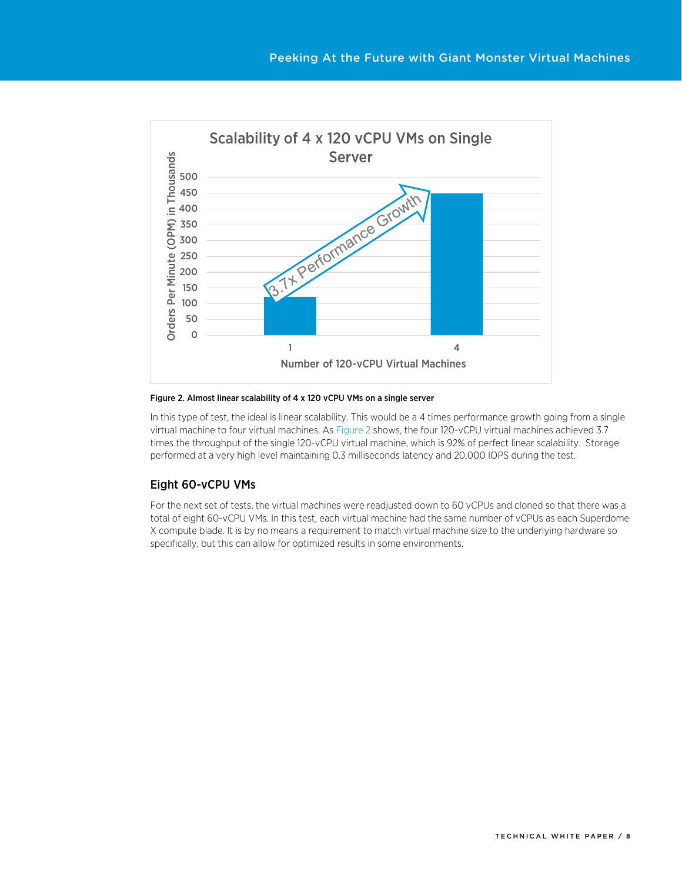Figure 2. Almost linear scalability of 4 x 120 vCPU VMs on a single server

In this type of test, the ideal is linear scalability. This would be a 4 times performance growth going from a single virtual machine to four virtual machines. As Figure 2 shows, the four 120-vCPU virtual machines achieved 3.7 times the throughput of the single 120-vCPU virtual machine, which is 92% of perfect linear scalability. Storage performed at a very high level maintaining 0.3 milliseconds latency and 20,000 IOPS during the test.

## Eight 60-vCPU VMs

For the next set of tests, the virtual machines were readjusted down to 60 vCPUs and cloned so that there was a total of eight 60-vCPU VMs. In this test, each virtual machine had the same number of vCPUs as each Superdome X compute blade. It is by no means a requirement to match virtual machine size to the underlying hardware so specifically, but this can allow for optimized results in some environments.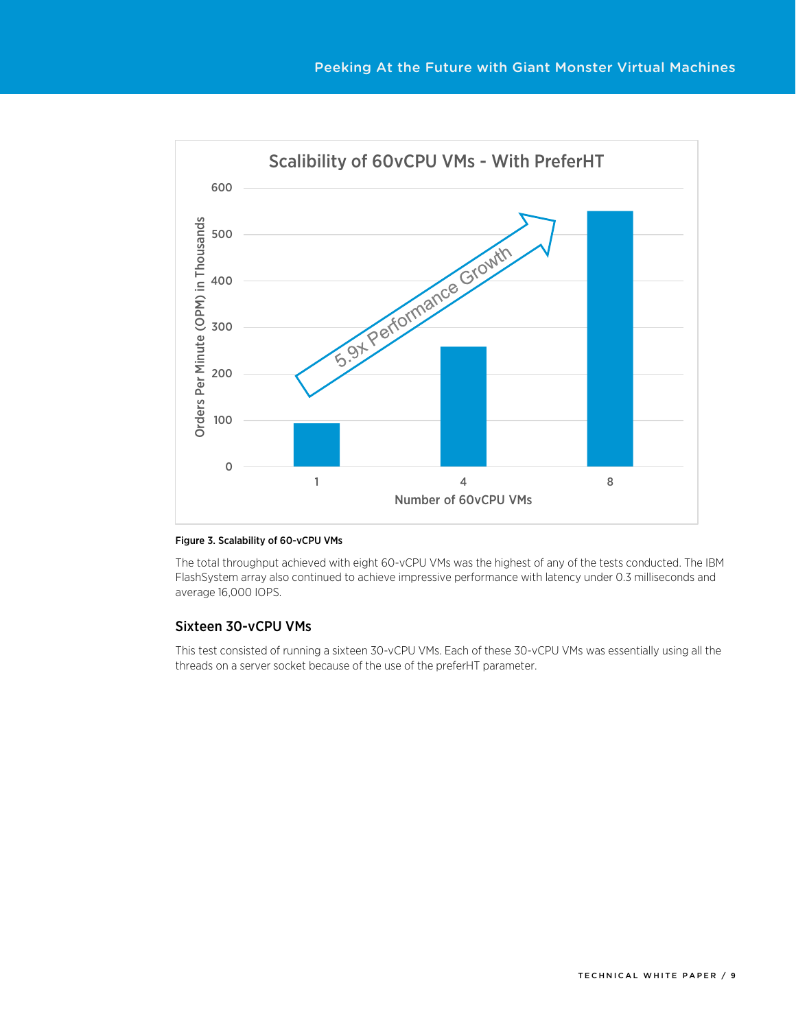Figure 3. Scalability of 60-vCPU VMs

The total throughput achieved with eight 60-vCPU VMs was the highest of any of the tests conducted. The IBM FlashSystem array also continued to achieve impressive performance with latency under 0.3 milliseconds and average 16,000 IOPS.

## Sixteen 30-vCPU VMs

This test consisted of running a sixteen 30-vCPU VMs. Each of these 30-vCPU VMs was essentially using all the threads on a server socket because of the use of the preferHT parameter.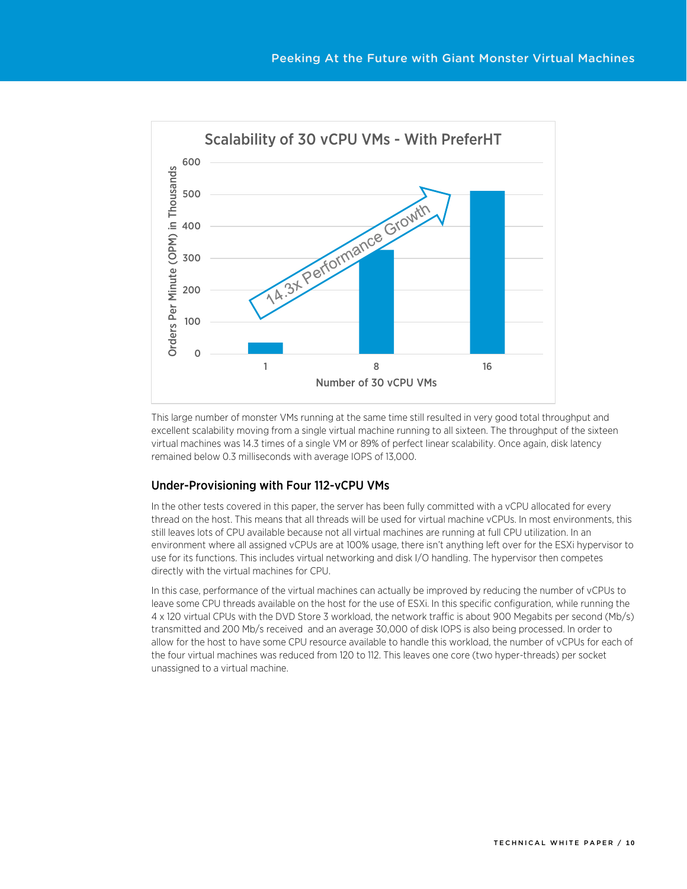This large number of monster VMs running at the same time still resulted in very good total throughput and excellent scalability moving from a single virtual machine running to all sixteen. The throughput of the sixteen virtual machines was 14.3 times of a single VM or 89% of perfect linear scalability. Once again, disk latency remained below 0.3 milliseconds with average IOPS of 13,000.

### Under-Provisioning with Four 112-vCPU VMs

In the other tests covered in this paper, the server has been fully committed with a vCPU allocated for every thread on the host. This means that all threads will be used for virtual machine vCPUs. In most environments, this still leaves lots of CPU available because not all virtual machines are running at full CPU utilization. In an environment where all assigned vCPUs are at 100% usage, there isn't anything left over for the ESXi hypervisor to use for its functions. This includes virtual networking and disk I/O handling. The hypervisor then competes directly with the virtual machines for CPU.

In this case, performance of the virtual machines can actually be improved by reducing the number of vCPUs to leave some CPU threads available on the host for the use of ESXi. In this specific configuration, while running the 4 x 120 virtual CPUs with the DVD Store 3 workload, the network traffic is about 900 Megabits per second (Mb/s) transmitted and 200 Mb/s received and an average 30,000 of disk IOPS is also being processed. In order to allow for the host to have some CPU resource available to handle this workload, the number of vCPUs for each of the four virtual machines was reduced from 120 to 112. This leaves one core (two hyper-threads) per socket unassigned to a virtual machine.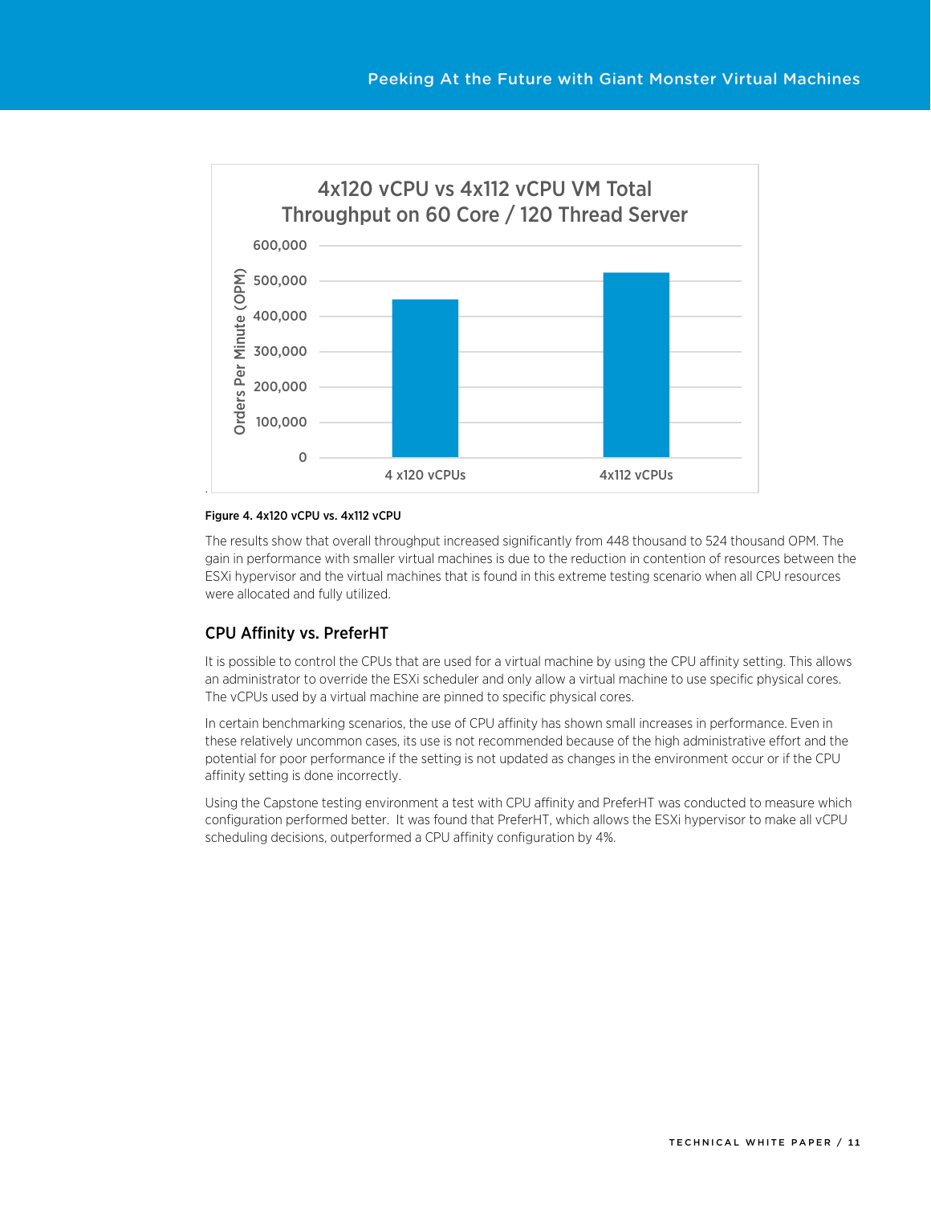**Figure 4. 4x120 vCPU vs. 4x112 vCPU**

The results show that overall throughput increased significantly from 448 thousand to 524 thousand OPM. The gain in performance with smaller virtual machines is due to the reduction in contention of resources between the ESXi hypervisor and the virtual machines that is found in this extreme testing scenario when all CPU resources were allocated and fully utilized.

## CPU Affinity vs. PreferHT

It is possible to control the CPUs that are used for a virtual machine by using the CPU affinity setting. This allows an administrator to override the ESXi scheduler and only allow a virtual machine to use specific physical cores. The vCPUs used by a virtual machine are pinned to specific physical cores.

In certain benchmarking scenarios, the use of CPU affinity has shown small increases in performance. Even in these relatively uncommon cases, its use is not recommended because of the high administrative effort and the potential for poor performance if the setting is not updated as changes in the environment occur or if the CPU affinity setting is done incorrectly.

Using the Capstone testing environment a test with CPU affinity and PreferHT was conducted to measure which configuration performed better. It was found that PreferHT, which allows the ESXi hypervisor to make all vCPU scheduling decisions, outperformed a CPU affinity configuration by 4%.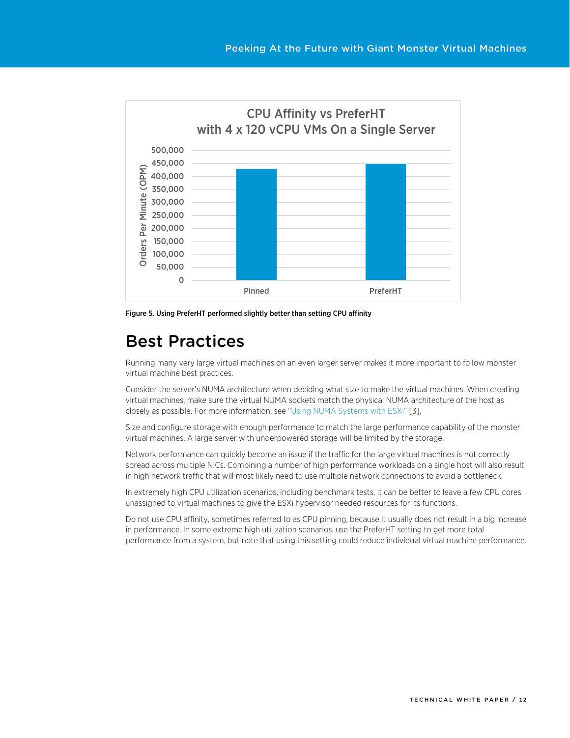Figure 5. Using PreferHT performed slightly better than setting CPU affinity

## Best Practices

Running many very large virtual machines on an even larger server makes it more important to follow monster virtual machine best practices.

Consider the server's NUMA architecture when deciding what size to make the virtual machines. When creating virtual machines, make sure the virtual NUMA sockets match the physical NUMA architecture of the host as closely as possible. For more information, see "Using NUMA Systems with ESXi" [3].

Size and configure storage with enough performance to match the large performance capability of the monster virtual machines. A large server with underpowered storage will be limited by the storage.

Network performance can quickly become an issue if the traffic for the large virtual machines is not correctly spread across multiple NICs. Combining a number of high performance workloads on a single host will also result in high network traffic that will most likely need to use multiple network connections to avoid a bottleneck.

In extremely high CPU utilization scenarios, including benchmark tests, it can be better to leave a few CPU cores unassigned to virtual machines to give the ESXi hypervisor needed resources for its functions.

Do not use CPU affinity, sometimes referred to as CPU pinning, because it usually does not result in a big increase in performance. In some extreme high utilization scenarios, use the PreferHT setting to get more total performance from a system, but note that using this setting could reduce individual virtual machine performance.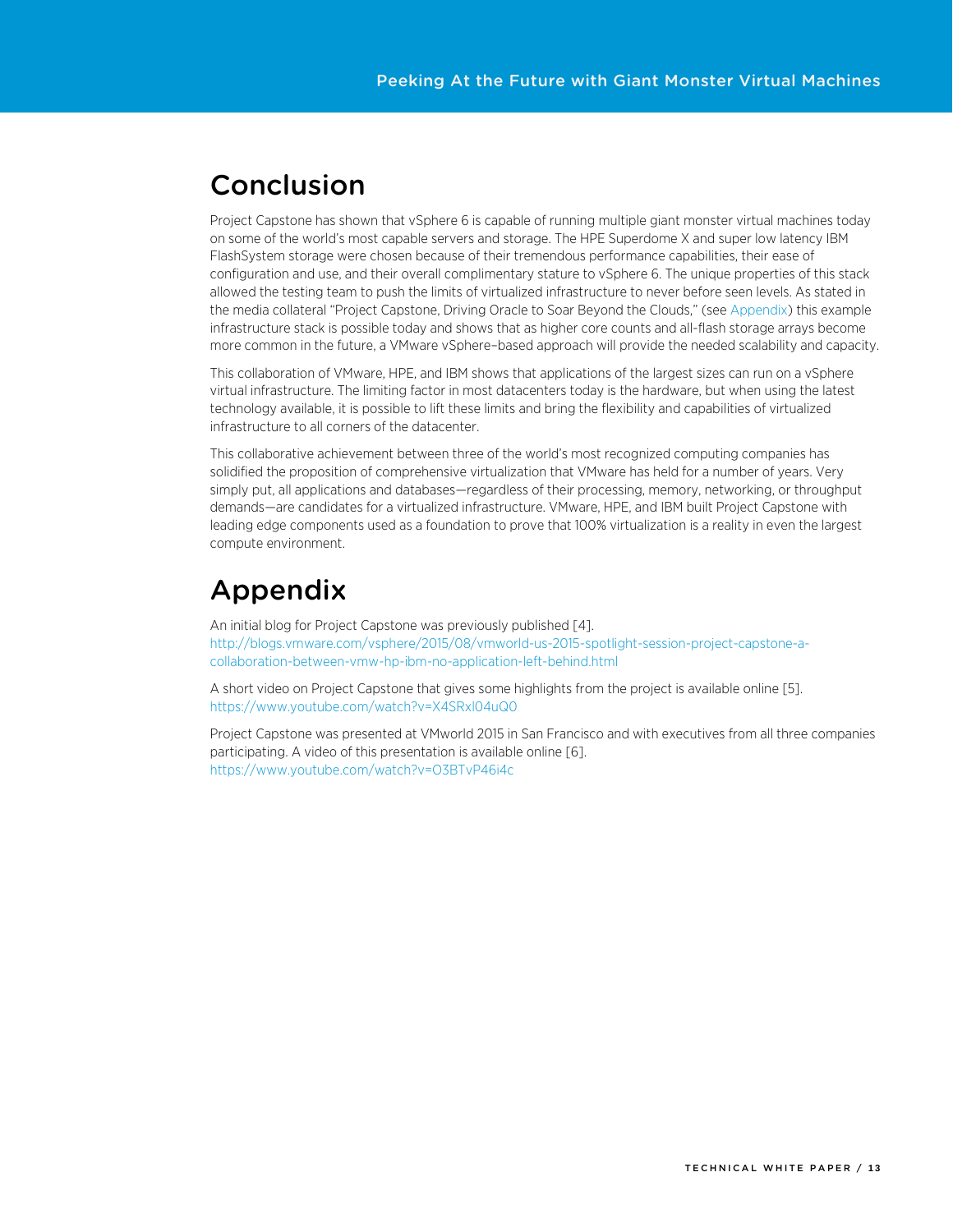## Conclusion

Project Capstone has shown that vSphere 6 is capable of running multiple giant monster virtual machines today on some of the world's most capable servers and storage. The HPE Superdome X and super low latency IBM FlashSystem storage were chosen because of their tremendous performance capabilities, their ease of configuration and use, and their overall complimentary stature to vSphere 6. The unique properties of this stack allowed the testing team to push the limits of virtualized infrastructure to never before seen levels. As stated in the media collateral "Project Capstone, Driving Oracle to Soar Beyond the Clouds," (see Appendix) this example infrastructure stack is possible today and shows that as higher core counts and all-flash storage arrays become more common in the future, a VMware vSphere–based approach will provide the needed scalability and capacity.

This collaboration of VMware, HPE, and IBM shows that applications of the largest sizes can run on a vSphere virtual infrastructure. The limiting factor in most datacenters today is the hardware, but when using the latest technology available, it is possible to lift these limits and bring the flexibility and capabilities of virtualized infrastructure to all corners of the datacenter.

This collaborative achievement between three of the world's most recognized computing companies has solidified the proposition of comprehensive virtualization that VMware has held for a number of years. Very simply put, all applications and databases—regardless of their processing, memory, networking, or throughput demands—are candidates for a virtualized infrastructure. VMware, HPE, and IBM built Project Capstone with leading edge components used as a foundation to prove that 100% virtualization is a reality in even the largest compute environment.

## Appendix

An initial blog for Project Capstone was previously published [4].
http://blogs.vmware.com/vsphere/2015/08/vmworld-us-2015-spotlight-session-project-capstone-a-collaboration-between-vmw-hp-ibm-no-application-left-behind.html

A short video on Project Capstone that gives some highlights from the project is available online [5].
https://www.youtube.com/watch?v=X4SRxI04uQ0

Project Capstone was presented at VMworld 2015 in San Francisco and with executives from all three companies participating. A video of this presentation is available online [6].
https://www.youtube.com/watch?v=O3BTvP46i4c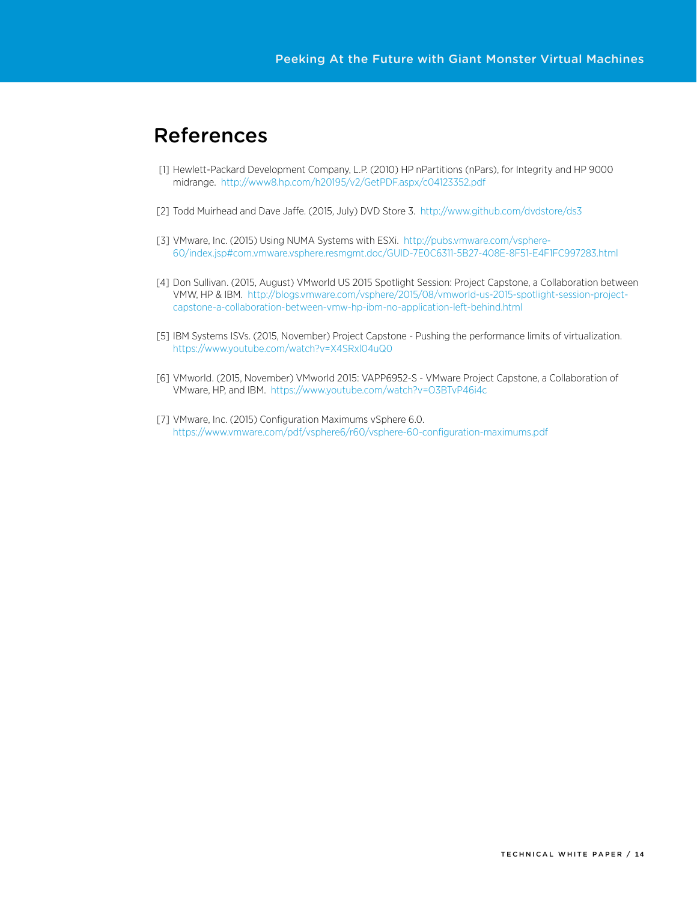# References

[1] Hewlett-Packard Development Company, L.P. (2010) HP nPartitions (nPars), for Integrity and HP 9000 midrange. http://www8.hp.com/h20195/v2/GetPDF.aspx/c04123352.pdf

[2] Todd Muirhead and Dave Jaffe. (2015, July) DVD Store 3. http://www.github.com/dvdstore/ds3

[3] VMware, Inc. (2015) Using NUMA Systems with ESXi. http://pubs.vmware.com/vsphere-60/index.jsp#com.vmware.vsphere.resmgmt.doc/GUID-7E0C6311-5B27-408E-8F51-E4F1FC997283.html

[4] Don Sullivan. (2015, August) VMworld US 2015 Spotlight Session: Project Capstone, a Collaboration between VMW, HP & IBM. http://blogs.vmware.com/vsphere/2015/08/vmworld-us-2015-spotlight-session-project-capstone-a-collaboration-between-vmw-hp-ibm-no-application-left-behind.html

[5] IBM Systems ISVs. (2015, November) Project Capstone - Pushing the performance limits of virtualization. https://www.youtube.com/watch?v=X4SRxl04uQ0

[6] VMworld. (2015, November) VMworld 2015: VAPP6952-S - VMware Project Capstone, a Collaboration of VMware, HP, and IBM. https://www.youtube.com/watch?v=O3BTvP46i4c

[7] VMware, Inc. (2015) Configuration Maximums vSphere 6.0. https://www.vmware.com/pdf/vsphere6/r60/vsphere-60-configuration-maximums.pdf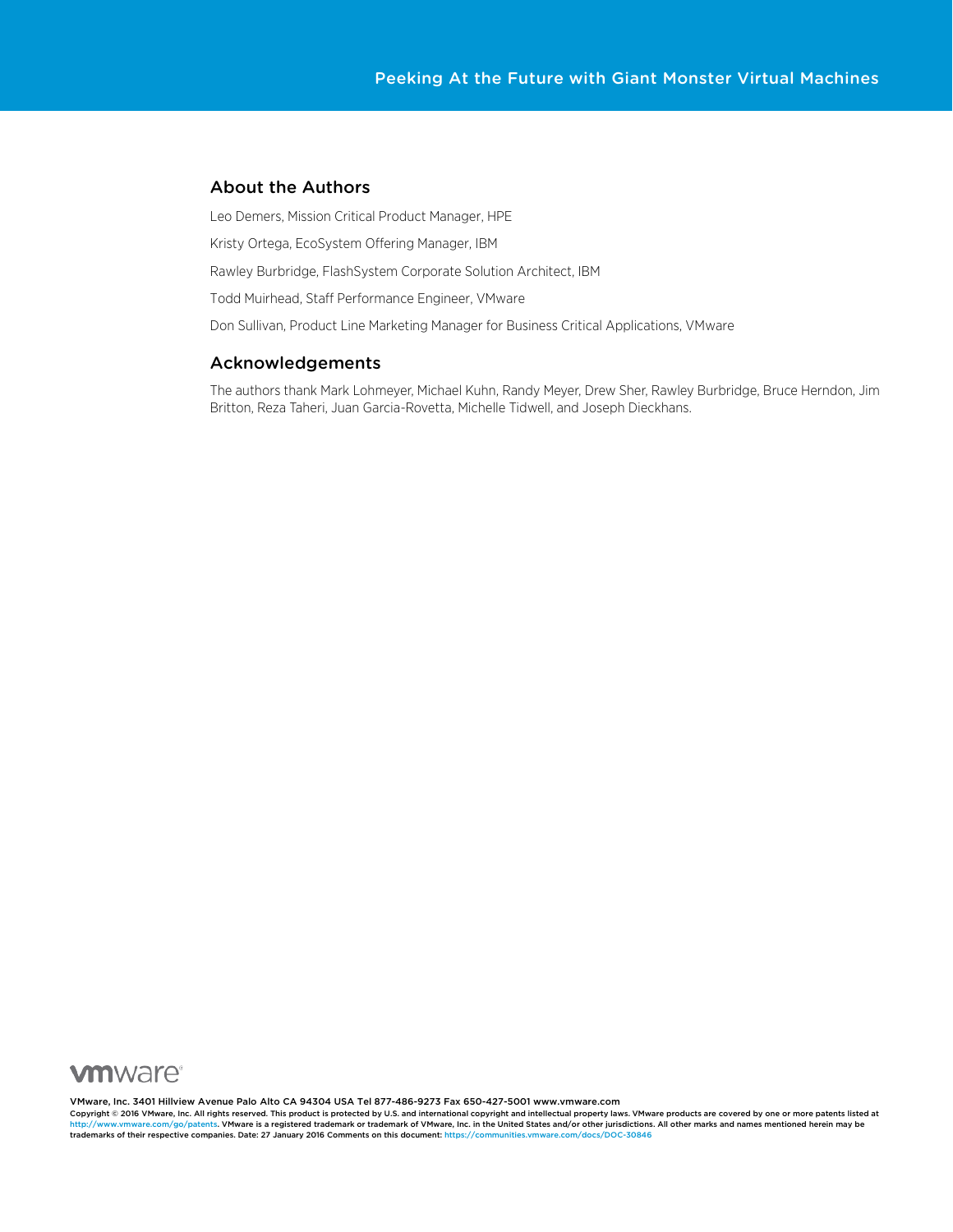## About the Authors

Leo Demers, Mission Critical Product Manager, HPE

Kristy Ortega, EcoSystem Offering Manager, IBM

Rawley Burbridge, FlashSystem Corporate Solution Architect, IBM

Todd Muirhead, Staff Performance Engineer, VMware

Don Sullivan, Product Line Marketing Manager for Business Critical Applications, VMware

## Acknowledgements

The authors thank Mark Lohmeyer, Michael Kuhn, Randy Meyer, Drew Sher, Rawley Burbridge, Bruce Herndon, Jim Britton, Reza Taheri, Juan Garcia-Rovetta, Michelle Tidwell, and Joseph Dieckhans.

VMware, Inc. 3401 Hillview Avenue Palo Alto CA 94304 USA Tel 877-486-9273 Fax 650-427-5001 www.vmware.com
Copyright © 2016 VMware, Inc. All rights reserved. This product is protected by U.S. and international copyright and intellectual property laws. VMware products are covered by one or more patents listed at http://www.vmware.com/go/patents. VMware is a registered trademark or trademark of VMware, Inc. in the United States and/or other jurisdictions. All other marks and names mentioned herein may be trademarks of their respective companies. Date: 27 January 2016 Comments on this document: https://communities.vmware.com/docs/DOC-30846